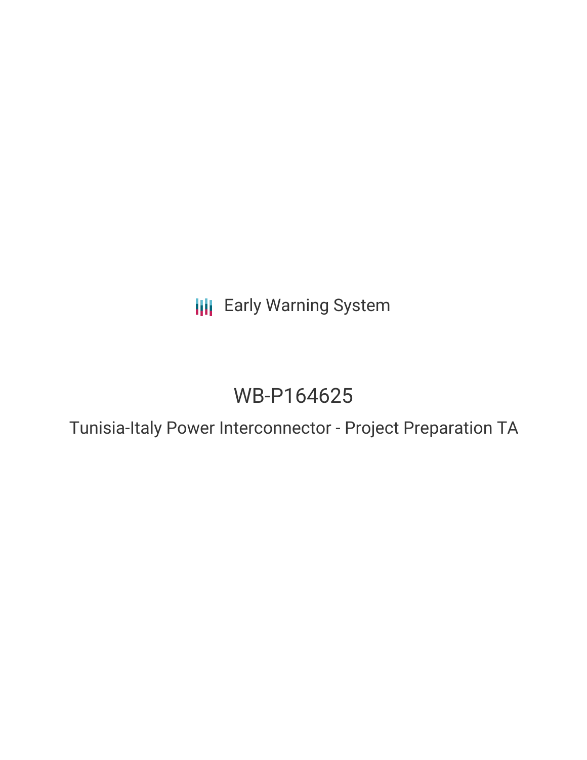Early Warning System

# WB-P164625

## Tunisia-Italy Power Interconnector - Project Preparation TA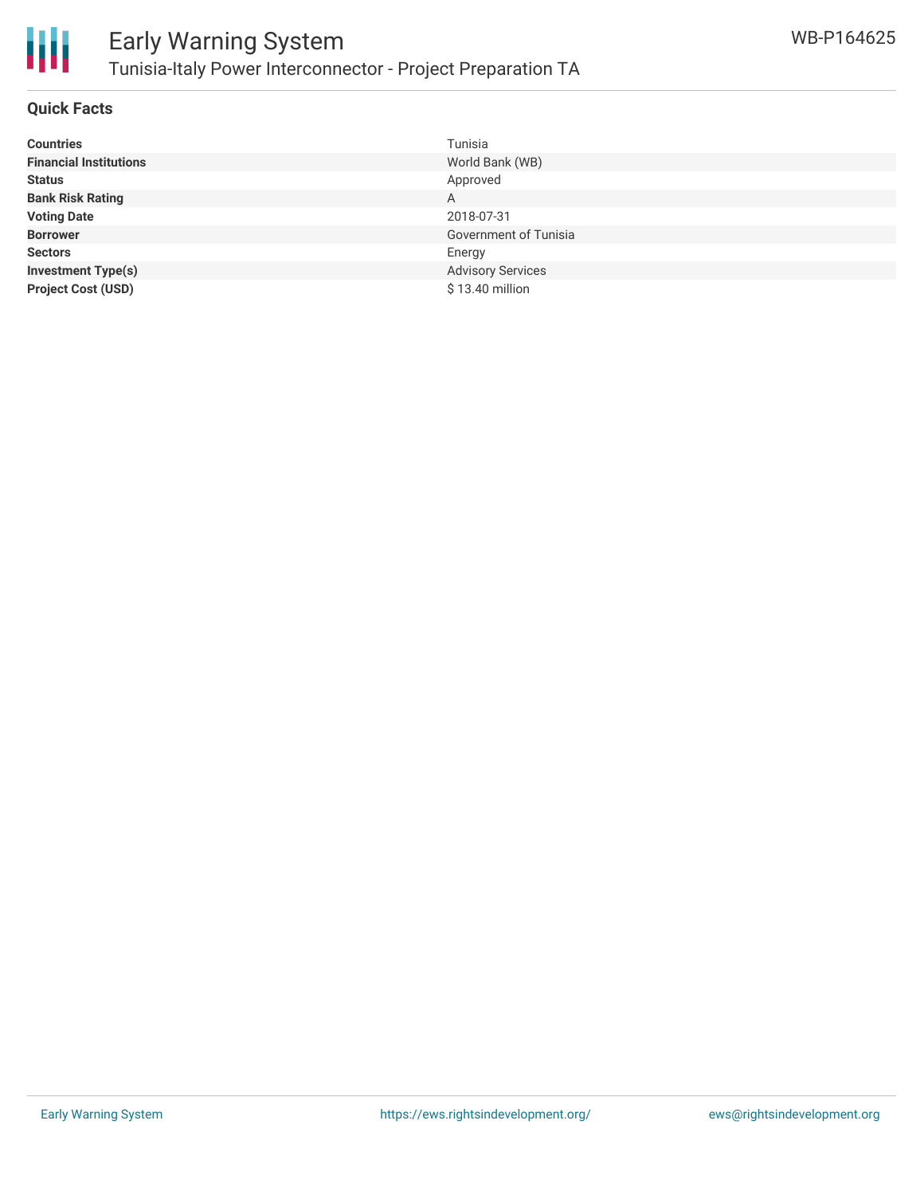## Quick Facts

| | |
|---|---|
| **Countries** | Tunisia |
| **Financial Institutions** | World Bank (WB) |
| **Status** | Approved |
| **Bank Risk Rating** | A |
| **Voting Date** | 2018-07-31 |
| **Borrower** | Government of Tunisia |
| **Sectors** | Energy |
| **Investment Type(s)** | Advisory Services |
| **Project Cost (USD)** | $ 13.40 million |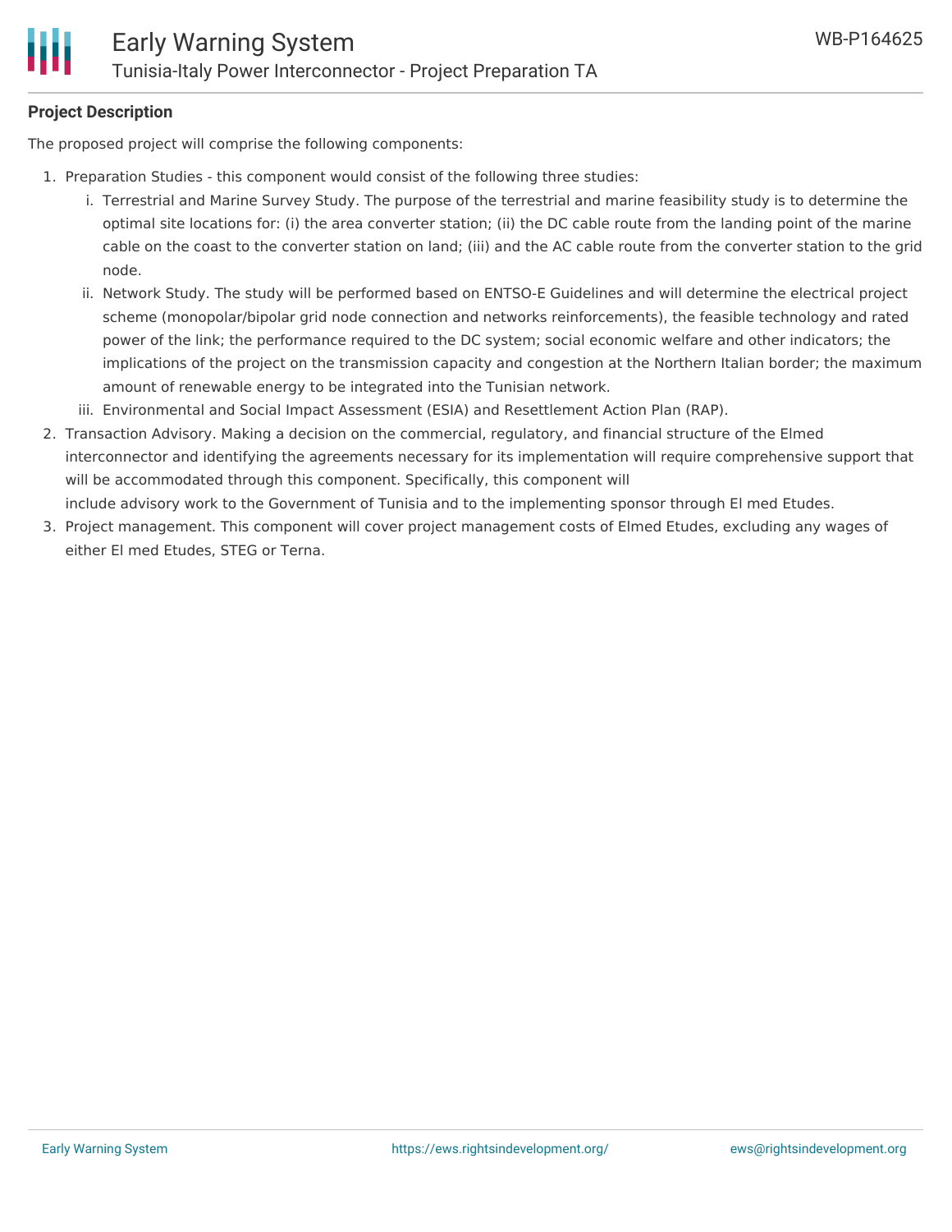**Project Description**

The proposed project will comprise the following components:

1. Preparation Studies - this component would consist of the following three studies:
    i. Terrestrial and Marine Survey Study. The purpose of the terrestrial and marine feasibility study is to determine the optimal site locations for: (i) the area converter station; (ii) the DC cable route from the landing point of the marine cable on the coast to the converter station on land; (iii) and the AC cable route from the converter station to the grid node.
    ii. Network Study. The study will be performed based on ENTSO-E Guidelines and will determine the electrical project scheme (monopolar/bipolar grid node connection and networks reinforcements), the feasible technology and rated power of the link; the performance required to the DC system; social economic welfare and other indicators; the implications of the project on the transmission capacity and congestion at the Northern Italian border; the maximum amount of renewable energy to be integrated into the Tunisian network.
    iii. Environmental and Social Impact Assessment (ESIA) and Resettlement Action Plan (RAP).
2. Transaction Advisory. Making a decision on the commercial, regulatory, and financial structure of the Elmed interconnector and identifying the agreements necessary for its implementation will require comprehensive support that will be accommodated through this component. Specifically, this component will include advisory work to the Government of Tunisia and to the implementing sponsor through El med Etudes.
3. Project management. This component will cover project management costs of Elmed Etudes, excluding any wages of either El med Etudes, STEG or Terna.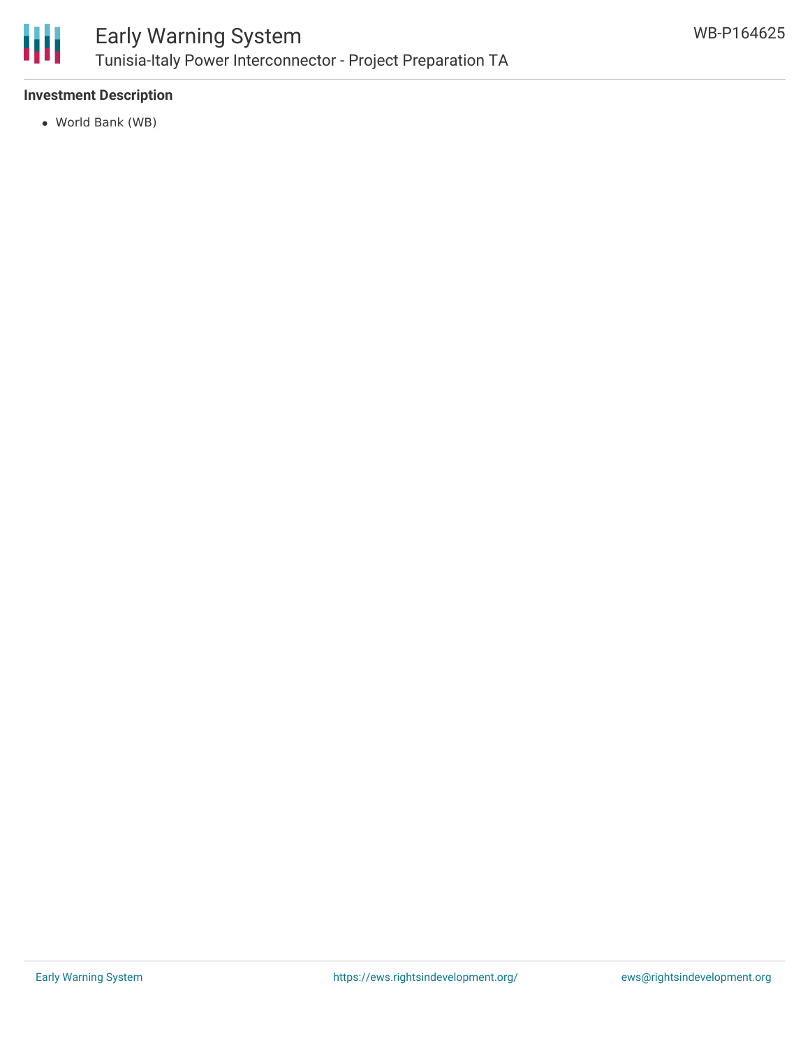**Investment Description**

- World Bank (WB)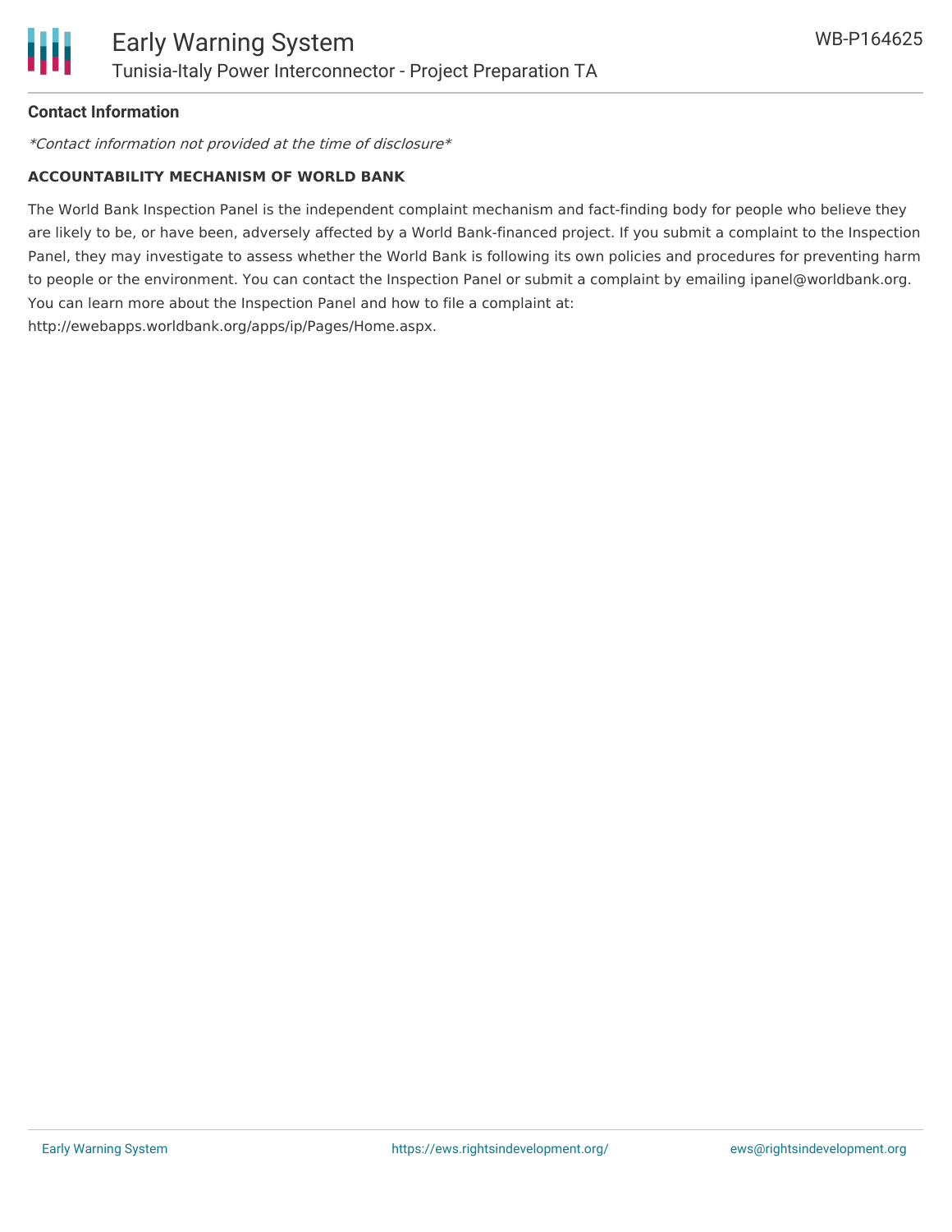## Contact Information

*\*Contact information not provided at the time of disclosure\**

### ACCOUNTABILITY MECHANISM OF WORLD BANK

The World Bank Inspection Panel is the independent complaint mechanism and fact-finding body for people who believe they are likely to be, or have been, adversely affected by a World Bank-financed project. If you submit a complaint to the Inspection Panel, they may investigate to assess whether the World Bank is following its own policies and procedures for preventing harm to people or the environment. You can contact the Inspection Panel or submit a complaint by emailing ipanel@worldbank.org. You can learn more about the Inspection Panel and how to file a complaint at: http://ewebapps.worldbank.org/apps/ip/Pages/Home.aspx.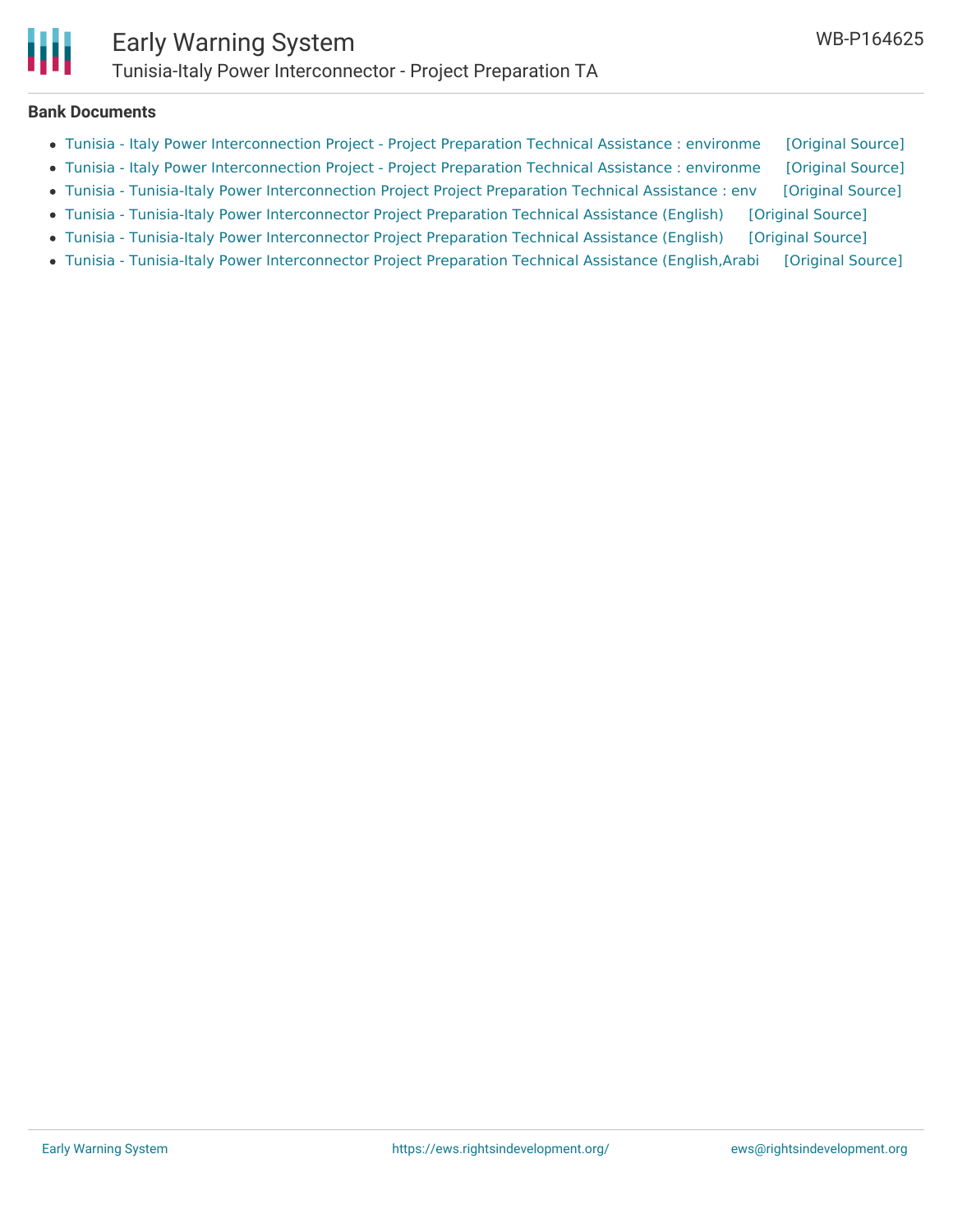## Bank Documents

- Tunisia - Italy Power Interconnection Project - Project Preparation Technical Assistance : environme [Original Source]
- Tunisia - Italy Power Interconnection Project - Project Preparation Technical Assistance : environme [Original Source]
- Tunisia - Tunisia-Italy Power Interconnection Project Project Preparation Technical Assistance : env [Original Source]
- Tunisia - Tunisia-Italy Power Interconnector Project Preparation Technical Assistance (English) [Original Source]
- Tunisia - Tunisia-Italy Power Interconnector Project Preparation Technical Assistance (English) [Original Source]
- Tunisia - Tunisia-Italy Power Interconnector Project Preparation Technical Assistance (English,Arabi [Original Source]